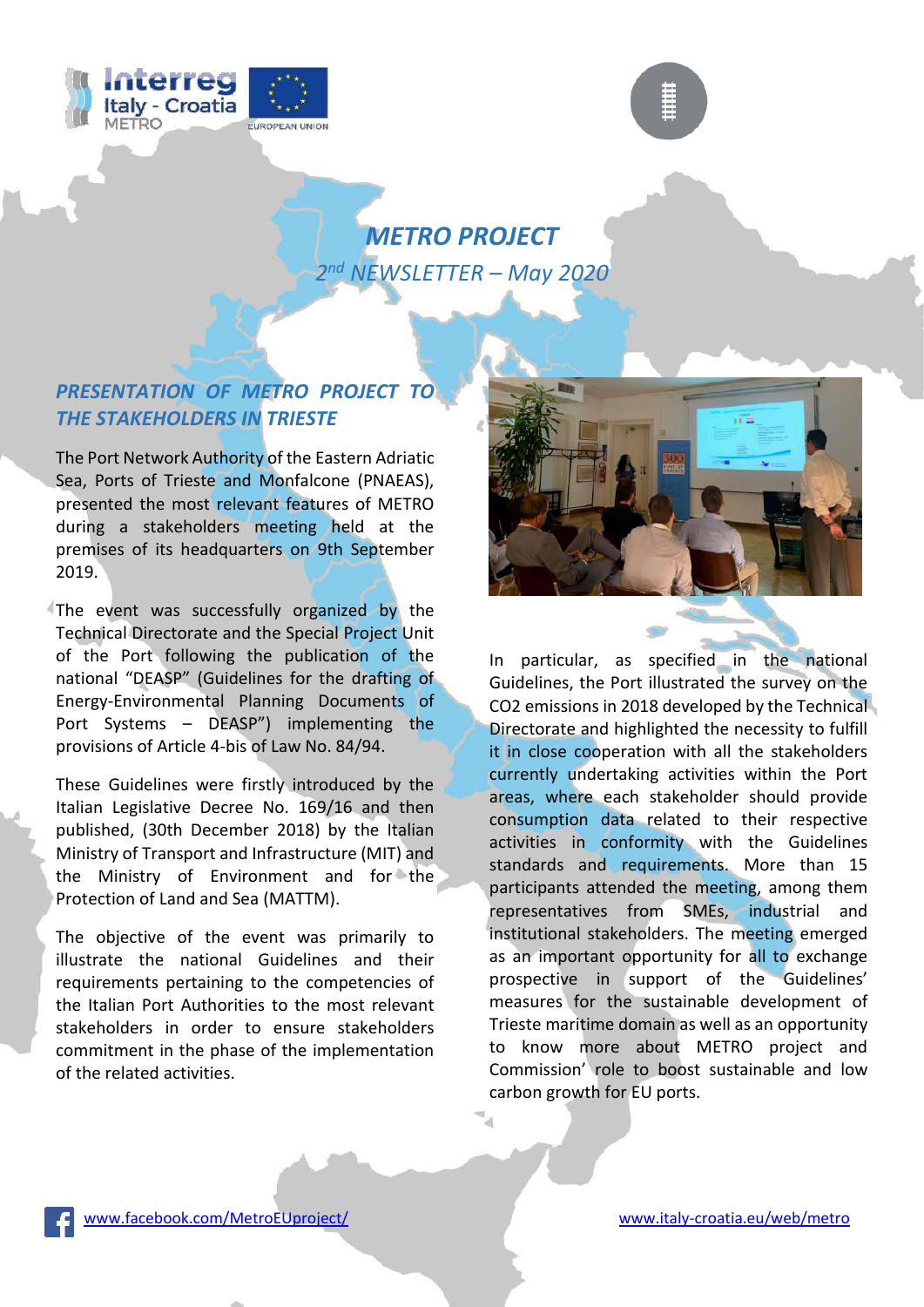# METRO PROJECT

*2nd NEWSLETTER – May 2020*

## *PRESENTATION OF METRO PROJECT TO THE STAKEHOLDERS IN TRIESTE*

The Port Network Authority of the Eastern Adriatic Sea, Ports of Trieste and Monfalcone (PNAEAS), presented the most relevant features of METRO during a stakeholders meeting held at the premises of its headquarters on 9th September 2019.

The event was successfully organized by the Technical Directorate and the Special Project Unit of the Port following the publication of the national "DEASP" (Guidelines for the drafting of Energy-Environmental Planning Documents of Port Systems – DEASP") implementing the provisions of Article 4-bis of Law No. 84/94.

These Guidelines were firstly introduced by the Italian Legislative Decree No. 169/16 and then published, (30th December 2018) by the Italian Ministry of Transport and Infrastructure (MIT) and the Ministry of Environment and for the Protection of Land and Sea (MATTM).

The objective of the event was primarily to illustrate the national Guidelines and their requirements pertaining to the competencies of the Italian Port Authorities to the most relevant stakeholders in order to ensure stakeholders commitment in the phase of the implementation of the related activities.

In particular, as specified in the national Guidelines, the Port illustrated the survey on the $CO_2$ emissions in 2018 developed by the Technical Directorate and highlighted the necessity to fulfill it in close cooperation with all the stakeholders currently undertaking activities within the Port areas, where each stakeholder should provide consumption data related to their respective activities in conformity with the Guidelines standards and requirements. More than 15 participants attended the meeting, among them representatives from SMEs, industrial and institutional stakeholders. The meeting emerged as an important opportunity for all to exchange prospective in support of the Guidelines' measures for the sustainable development of Trieste maritime domain as well as an opportunity to know more about METRO project and Commission' role to boost sustainable and low carbon growth for EU ports.

www.facebook.com/MetroEUproject/ www.italy-croatia.eu/web/metro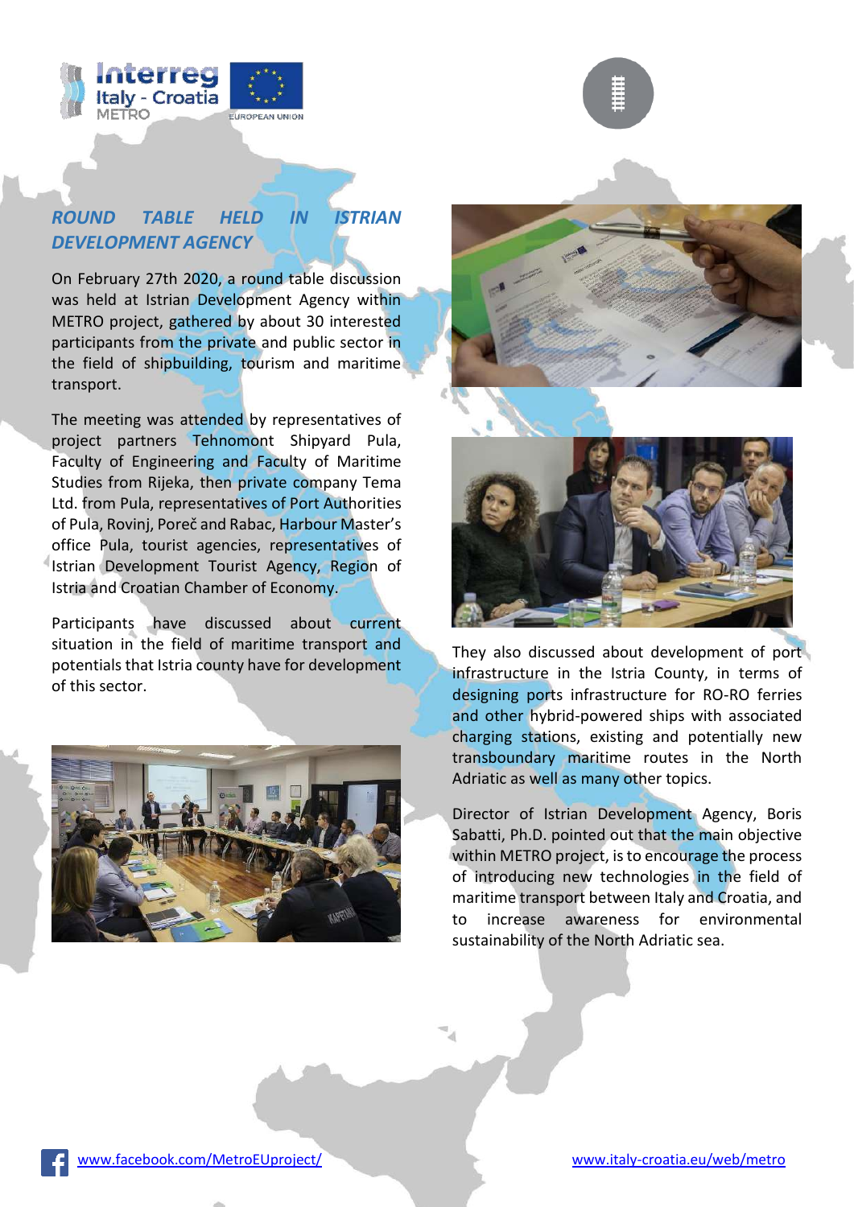## *ROUND TABLE HELD IN ISTRIAN DEVELOPMENT AGENCY*

On February 27th 2020, a round table discussion was held at Istrian Development Agency within METRO project, gathered by about 30 interested participants from the private and public sector in the field of shipbuilding, tourism and maritime transport.

The meeting was attended by representatives of project partners Tehnomont Shipyard Pula, Faculty of Engineering and Faculty of Maritime Studies from Rijeka, then private company Tema Ltd. from Pula, representatives of Port Authorities of Pula, Rovinj, Poreč and Rabac, Harbour Master's office Pula, tourist agencies, representatives of Istrian Development Tourist Agency, Region of Istria and Croatian Chamber of Economy.

Participants have discussed about current situation in the field of maritime transport and potentials that Istria county have for development of this sector.

They also discussed about development of port infrastructure in the Istria County, in terms of designing ports infrastructure for RO-RO ferries and other hybrid-powered ships with associated charging stations, existing and potentially new transboundary maritime routes in the North Adriatic as well as many other topics.

Director of Istrian Development Agency, Boris Sabatti, Ph.D. pointed out that the main objective within METRO project, is to encourage the process of introducing new technologies in the field of maritime transport between Italy and Croatia, and to increase awareness for environmental sustainability of the North Adriatic sea.

www.facebook.com/MetroEUproject/

www.italy-croatia.eu/web/metro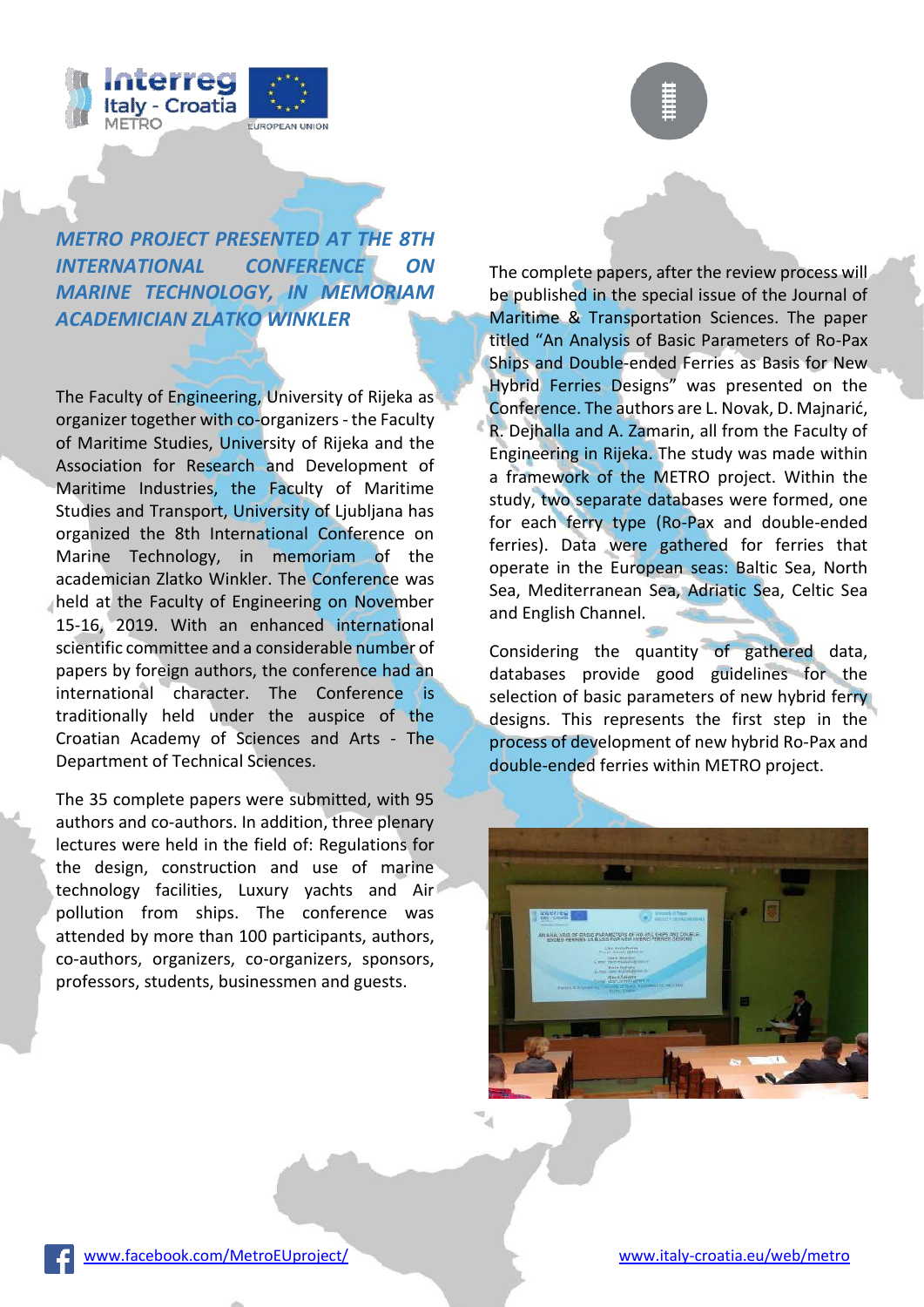## *METRO PROJECT PRESENTED AT THE 8TH INTERNATIONAL CONFERENCE ON MARINE TECHNOLOGY, IN MEMORIAM ACADEMICIAN ZLATKO WINKLER*

The Faculty of Engineering, University of Rijeka as organizer together with co-organizers - the Faculty of Maritime Studies, University of Rijeka and the Association for Research and Development of Maritime Industries, the Faculty of Maritime Studies and Transport, University of Ljubljana has organized the 8th International Conference on Marine Technology, in memoriam of the academician Zlatko Winkler. The Conference was held at the Faculty of Engineering on November 15-16, 2019. With an enhanced international scientific committee and a considerable number of papers by foreign authors, the conference had an international character. The Conference is traditionally held under the auspice of the Croatian Academy of Sciences and Arts - The Department of Technical Sciences.

The 35 complete papers were submitted, with 95 authors and co-authors. In addition, three plenary lectures were held in the field of: Regulations for the design, construction and use of marine technology facilities, Luxury yachts and Air pollution from ships. The conference was attended by more than 100 participants, authors, co-authors, organizers, co-organizers, sponsors, professors, students, businessmen and guests.

The complete papers, after the review process will be published in the special issue of the Journal of Maritime & Transportation Sciences. The paper titled "An Analysis of Basic Parameters of Ro-Pax Ships and Double-ended Ferries as Basis for New Hybrid Ferries Designs" was presented on the Conference. The authors are L. Novak, D. Majnarić, R. Dejhalla and A. Zamarin, all from the Faculty of Engineering in Rijeka. The study was made within a framework of the METRO project. Within the study, two separate databases were formed, one for each ferry type (Ro-Pax and double-ended ferries). Data were gathered for ferries that operate in the European seas: Baltic Sea, North Sea, Mediterranean Sea, Adriatic Sea, Celtic Sea and English Channel.

Considering the quantity of gathered data, databases provide good guidelines for the selection of basic parameters of new hybrid ferry designs. This represents the first step in the process of development of new hybrid Ro-Pax and double-ended ferries within METRO project.

www.facebook.com/MetroEUproject/

www.italy-croatia.eu/web/metro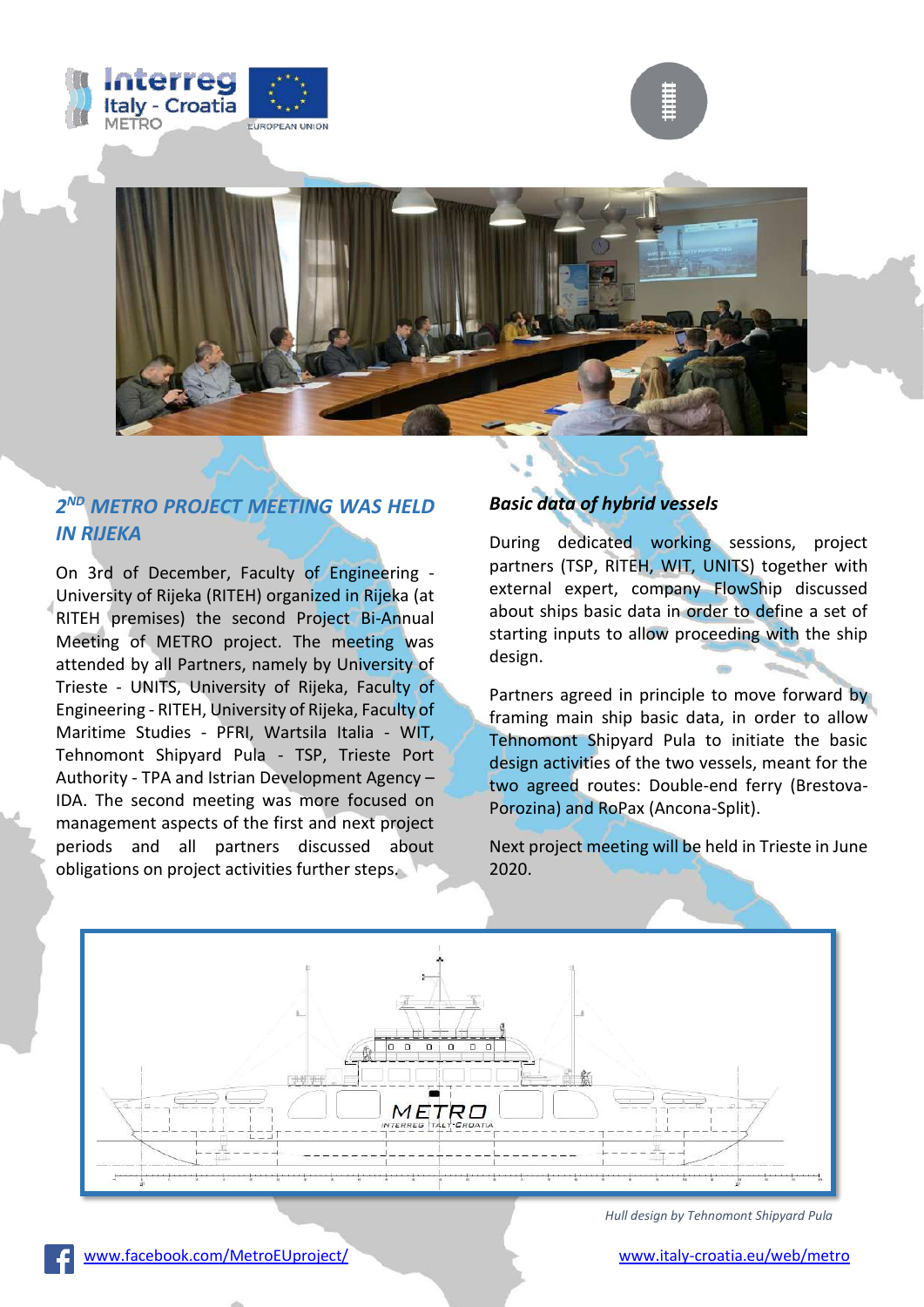## 2[ND] METRO PROJECT MEETING WAS HELD IN RIJEKA

On 3rd of December, Faculty of Engineering - University of Rijeka (RITEH) organized in Rijeka (at RITEH premises) the second Project Bi-Annual Meeting of METRO project. The meeting was attended by all Partners, namely by University of Trieste - UNITS, University of Rijeka, Faculty of Engineering - RITEH, University of Rijeka, Faculty of Maritime Studies - PFRI, Wartsila Italia - WIT, Tehnomont Shipyard Pula - TSP, Trieste Port Authority - TPA and Istrian Development Agency – IDA. The second meeting was more focused on management aspects of the first and next project periods and all partners discussed about obligations on project activities further steps.

### *Basic data of hybrid vessels*

During dedicated working sessions, project partners (TSP, RITEH, WIT, UNITS) together with external expert, company FlowShip discussed about ships basic data in order to define a set of starting inputs to allow proceeding with the ship design.

Partners agreed in principle to move forward by framing main ship basic data, in order to allow Tehnomont Shipyard Pula to initiate the basic design activities of the two vessels, meant for the two agreed routes: Double-end ferry (Brestova-Porozina) and RoPax (Ancona-Split).

Next project meeting will be held in Trieste in June 2020.

*Hull design by Tehnomont Shipyard Pula*

www.facebook.com/MetroEUproject/

www.italy-croatia.eu/web/metro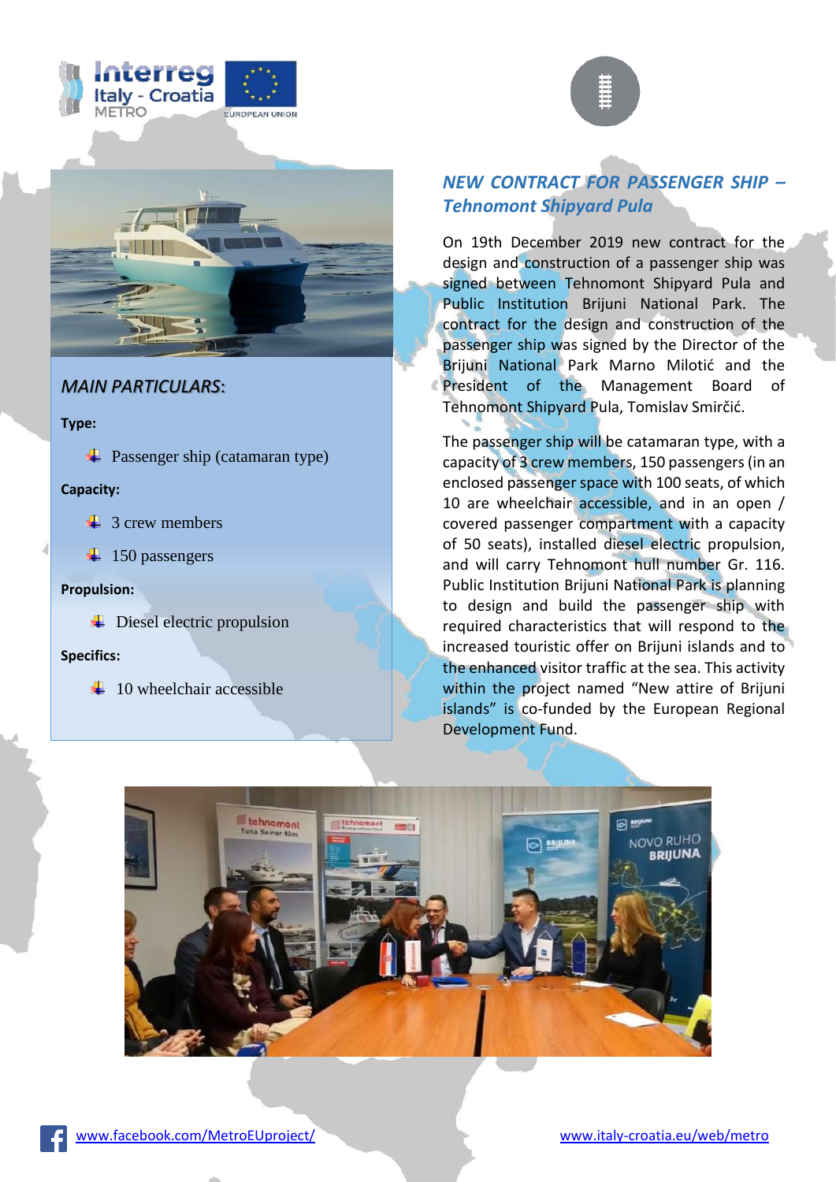## *NEW CONTRACT FOR PASSENGER SHIP – Tehnomont Shipyard Pula*

On 19th December 2019 new contract for the design and construction of a passenger ship was signed between Tehnomont Shipyard Pula and Public Institution Brijuni National Park. The contract for the design and construction of the passenger ship was signed by the Director of the Brijuni National Park Marno Milotić and the President of the Management Board of Tehnomont Shipyard Pula, Tomislav Smirčić.

The passenger ship will be catamaran type, with a capacity of 3 crew members, 150 passengers (in an enclosed passenger space with 100 seats, of which 10 are wheelchair accessible, and in an open / covered passenger compartment with a capacity of 50 seats), installed diesel electric propulsion, and will carry Tehnomont hull number Gr. 116. Public Institution Brijuni National Park is planning to design and build the passenger ship with required characteristics that will respond to the increased touristic offer on Brijuni islands and to the enhanced visitor traffic at the sea. This activity within the project named "New attire of Brijuni islands" is co-funded by the European Regional Development Fund.

### *MAIN PARTICULARS:*

**Type:**

- Passenger ship (catamaran type)

**Capacity:**

- 3 crew members
- 150 passengers

**Propulsion:**

- Diesel electric propulsion

**Specifics:**

- 10 wheelchair accessible

www.facebook.com/MetroEUproject/

www.italy-croatia.eu/web/metro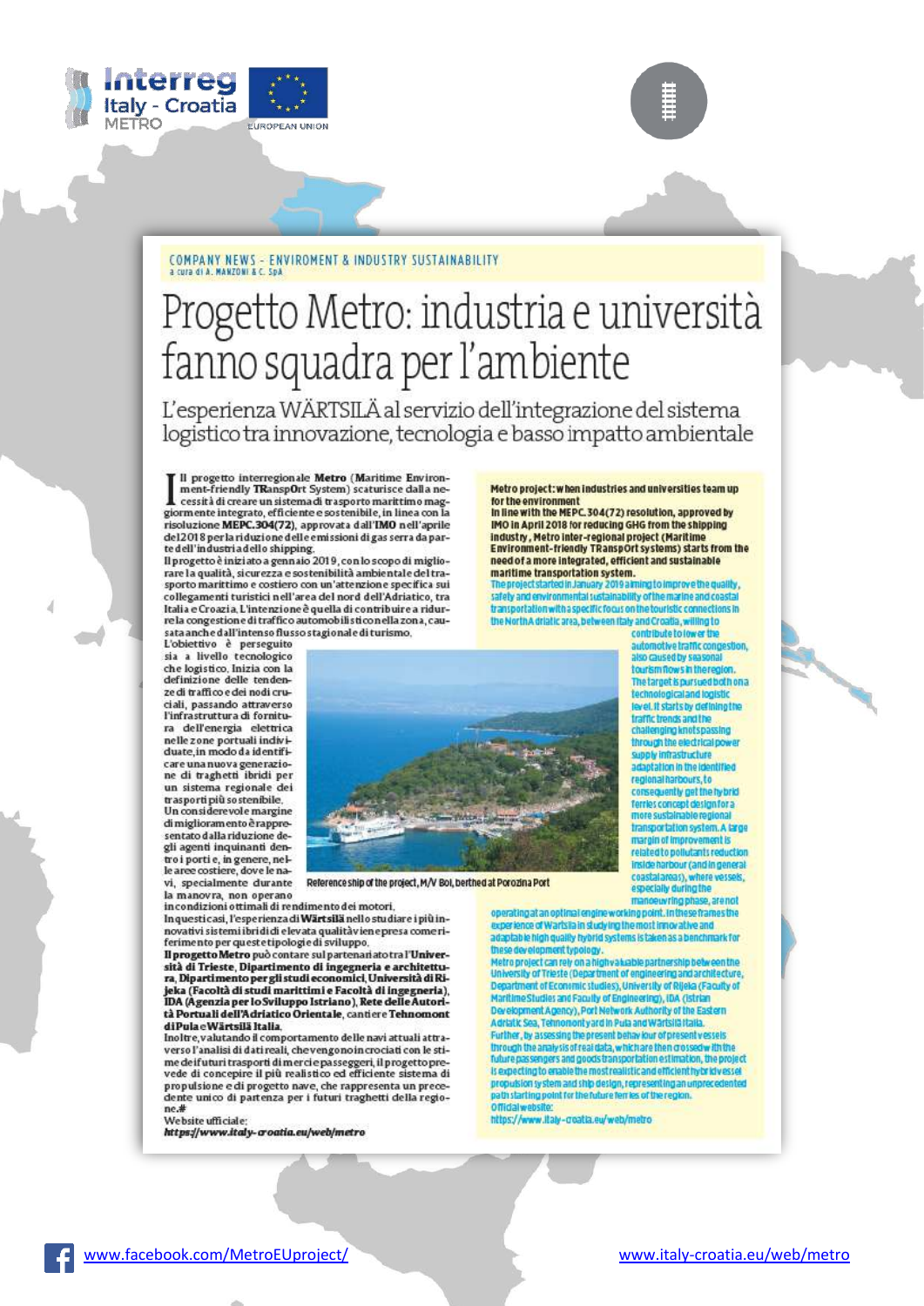COMPANY NEWS - ENVIROMENT & INDUSTRY SUSTAINABILITY
a cura di A. MANZONI & C. SpA

# Progetto Metro: industria e università fanno squadra per l'ambiente

## L'esperienza WÄRTSILÄ al servizio dell'integrazione del sistema logistico tra innovazione, tecnologia e basso impatto ambientale

Il progetto interregionale **Metro** (Maritime Environment-friendly **TR**ansp**O**rt System) scaturisce dalla necessità di creare un sistema di trasporto marittimo maggiormente integrato, efficiente e sostenibile, in linea con la risoluzione **MEPC.304(72)**, approvata dall'**IMO** nell'aprile del 2018 per la riduzione delle emissioni di gas serra da parte dell'industria dello shipping.

Il progetto è iniziato a gennaio 2019, con lo scopo di migliorare la qualità, sicurezza e sostenibilità ambientale del trasporto marittimo e costiero con un'attenzione specifica sui collegamenti turistici nell'area del nord dell'Adriatico, tra Italia e Croazia. L'intenzione è quella di contribuire a ridurre la congestione di traffico automobilistico nella zona, causata anche dall'intenso flusso stagionale di turismo.

L'obiettivo è perseguito sia a livello tecnologico che logistico. Inizia con la definizione delle tendenze di traffico e dei nodi cruciali, passando attraverso l'infrastruttura di fornitura dell'energia elettrica nelle zone portuali individuate, in modo da identificare una nuova generazione di traghetti ibridi per un sistema regionale dei trasporti più sostenibile.

Un considerevole margine di miglioramento è rappresentato dalla riduzione degli agenti inquinanti dentro i porti e, in genere, nelle aree costiere, dove le navi, specialmente durante la manovra, non operano in condizioni ottimali di rendimento dei motori.

In questi casi, l'esperienza di **Wärtsilä** nello studiare i più innovativi sistemi ibridi di elevata qualità viene presa come riferimento per queste tipologie di sviluppo.

**Il progetto Metro** può contare sul partenariato tra l'**Università di Trieste, Dipartimento di ingegneria e architettura, Dipartimento per gli studi economici, Università di Rijeka (Facoltà di studi marittimi e Facoltà di ingegneria), IDA (Agenzia per lo Sviluppo Istriano), Rete delle Autorità Portuali dell'Adriatico Orientale**, cantiere **Tehnomont di Pula e Wärtsilä Italia**.

Inoltre, valutando il comportamento delle navi attuali attraverso l'analisi di dati reali, che vengono incrociati con le stime dei futuri trasporti di merci e passeggeri, il progetto prevede di concepire il più realistico ed efficiente sistema di propulsione e di progetto nave, che rappresenta un precedente unico di partenza per i futuri traghetti della regione.#

Website ufficiale:
***https://www.italy-croatia.eu/web/metro***

Reference ship of the project, M/V Boi, berthed at Porozina Port

**Metro project: when industries and universities team up for the environment**

**In line with the MEPC.304(72) resolution, approved by IMO in April 2018 for reducing GHG from the shipping industry, Metro inter-regional project (Maritime Environment-friendly TRansport systems) starts from the need of a more integrated, efficient and sustainable maritime transportation system.**

The project started in January 2019 aiming to improve the quality, safety and environmental sustainability of the marine and coastal transportation with a specific focus on the touristic connections in the North Adriatic area, between Italy and Croatia, willing to contribute to lower the automotive traffic congestion, also caused by seasonal tourism flows in the region.

The target is pursued both on a technological and logistic level. It starts by defining the traffic trends and the challenging knots passing through the electrical power supply infrastructure adaptation in the identified regional harbours, to consequently get the hybrid ferries concept design for a more sustainable regional transportation system. A large margin of improvement is related to pollutants reduction inside harbour (and in general coastal areas), where vessels, especially during the manoeuvring phase, are not operating at an optimal engine working point. In these frames the experience of Wärtsilä in studying the most innovative and adaptable high quality hybrid systems is taken as a benchmark for these development typology.

Metro project can rely on a high valuable partnership between the University of Trieste (Department of engineering and architecture, Department of Economic studies), University of Rijeka (Faculty of Maritime Studies and Faculty of Engineering), IDA (Istrian Development Agency), Port Network Authority of the Eastern Adriatic Sea, Tehnomont yard in Pula and Wärtsilä Italia.

Further, by assessing the present behaviour of present vessels through the analysis of real data, which are then crossed with the future passengers and goods transportation estimation, the project is expecting to enable the most realistic and efficient hybrid vessel propulsion system and ship design, representing an unprecedented path starting point for the future ferries of the region.

Official website:
https://www.italy-croatia.eu/web/metro

[www.facebook.com/MetroEUproject/](www.facebook.com/MetroEUproject/) [www.italy-croatia.eu/web/metro](www.italy-croatia.eu/web/metro)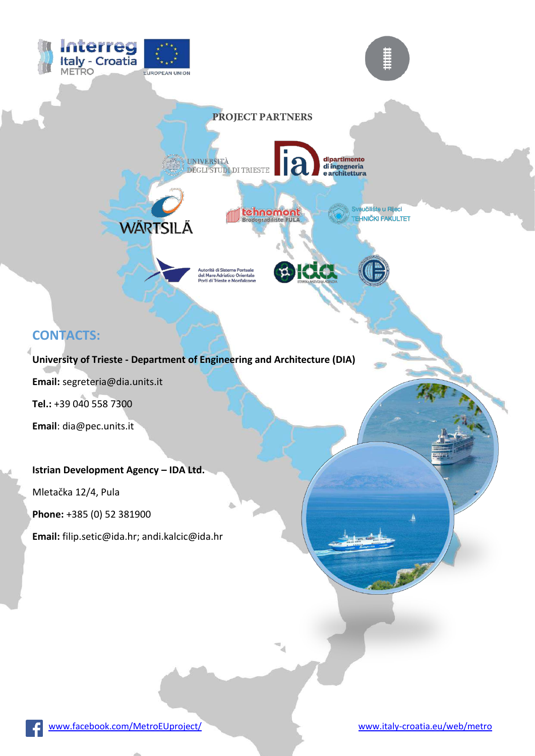Interreg Italy - Croatia METRO

EUROPEAN UNION

PROJECT PARTNERS

UNIVERSITÀ DEGLI STUDI DI TRIESTE

dipartimento di ingegneria e architettura

WÄRTSILÄ

tehnomont Brodogradilište PULA

Sveučilište u Rijeci TEHNIČKI FAKULTET

Autorità di Sistema Portuale del Mare Adriatico Orientale Porti di Trieste e Monfalcone

IDA ISTARSKA RAZVOJNA AGENCIJA

## CONTACTS:

**University of Trieste - Department of Engineering and Architecture (DIA)**

**Email:** segreteria@dia.units.it

**Tel.:** +39 040 558 7300

**Email**: dia@pec.units.it

**Istrian Development Agency – IDA Ltd.**

Mletačka 12/4, Pula

**Phone:** +385 (0) 52 381900

**Email:** filip.setic@ida.hr; andi.kalcic@ida.hr

www.facebook.com/MetroEUproject/

www.italy-croatia.eu/web/metro